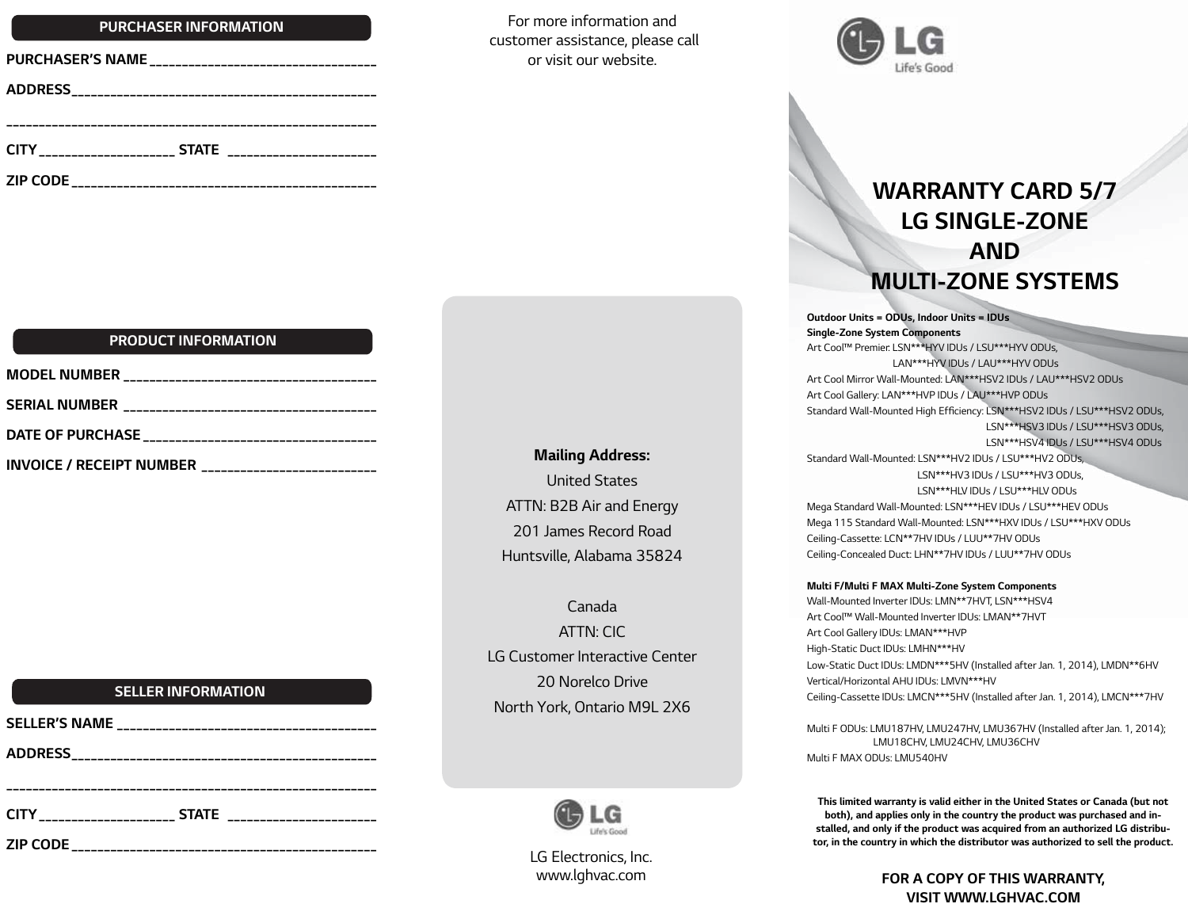## PURCHASER INFORMATION

**PURCHASER'S NAME** ______________________________

**ADDRESS** ______________________________

______________________________

**CITY** ________________ **STATE** ________________

**ZIP CODE** ______________________________

## PRODUCT INFORMATION

**MODEL NUMBER** ______________________________

**SERIAL NUMBER** ______________________________

**DATE OF PURCHASE** ______________________________

**INVOICE / RECEIPT NUMBER** ______________________________

## SELLER INFORMATION

**SELLER'S NAME** ______________________________

**ADDRESS** ______________________________

______________________________

**CITY** ________________ **STATE** ________________

**ZIP CODE** ______________________________

For more information and customer assistance, please call or visit our website.

**Mailing Address:**

United States
ATTN: B2B Air and Energy
201 James Record Road
Huntsville, Alabama 35824

Canada
ATTN: CIC
LG Customer Interactive Center
20 Norelco Drive
North York, Ontario M9L 2X6

LG Life's Good

LG Electronics, Inc.
www.lghvac.com

LG Life's Good

# WARRANTY CARD 5/7 LG SINGLE-ZONE AND MULTI-ZONE SYSTEMS

**Outdoor Units = ODUs, Indoor Units = IDUs**

**Single-Zone System Components**

Art Cool™ Premier: LSN***HYV IDUs / LSU***HYV ODUs,
LAN***HYV IDUs / LAU***HYV ODUs

Art Cool Mirror Wall-Mounted: LAN***HSV2 IDUs / LAU***HSV2 ODUs

Art Cool Gallery: LAN***HVP IDUs / LAU***HVP ODUs

Standard Wall-Mounted High Efficiency: LSN***HSV2 IDUs / LSU***HSV2 ODUs,
LSN***HSV3 IDUs / LSU***HSV3 ODUs,
LSN***HSV4 IDUs / LSU***HSV4 ODUs

Standard Wall-Mounted: LSN***HV2 IDUs / LSU***HV2 ODUs,
LSN***HV3 IDUs / LSU***HV3 ODUs,
LSN***HLV IDUs / LSU***HLV ODUs

Mega Standard Wall-Mounted: LSN***HEV IDUs / LSU***HEV ODUs

Mega 115 Standard Wall-Mounted: LSN***HXV IDUs / LSU***HXV ODUs

Ceiling-Cassette: LCN**7HV IDUs / LUU**7HV ODUs

Ceiling-Concealed Duct: LHN**7HV IDUs / LUU**7HV ODUs

**Multi F/Multi F MAX Multi-Zone System Components**

Wall-Mounted Inverter IDUs: LMN**7HVT, LSN***HSV4

Art Cool™ Wall-Mounted Inverter IDUs: LMAN**7HVT

Art Cool Gallery IDUs: LMAN***HVP

High-Static Duct IDUs: LMHN***HV

Low-Static Duct IDUs: LMDN***5HV (Installed after Jan. 1, 2014), LMDN**6HV

Vertical/Horizontal AHU IDUs: LMVN***HV

Ceiling-Cassette IDUs: LMCN***5HV (Installed after Jan. 1, 2014), LMCN***7HV

Multi F ODUs: LMU187HV, LMU247HV, LMU367HV (Installed after Jan. 1, 2014);
LMU18CHV, LMU24CHV, LMU36CHV

Multi F MAX ODUs: LMU540HV

**This limited warranty is valid either in the United States or Canada (but not both), and applies only in the country the product was purchased and installed, and only if the product was acquired from an authorized LG distributor, in the country in which the distributor was authorized to sell the product.**

**FOR A COPY OF THIS WARRANTY, VISIT WWW.LGHVAC.COM**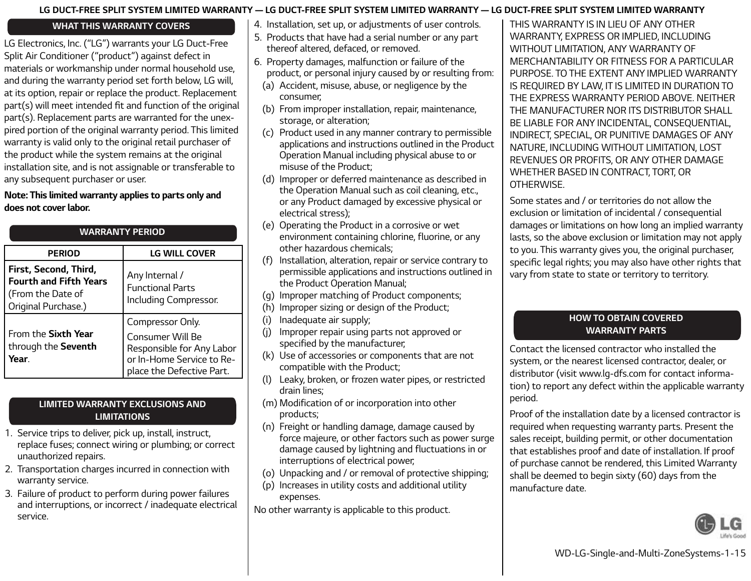# LG DUCT-FREE SPLIT SYSTEM LIMITED WARRANTY

## WHAT THIS WARRANTY COVERS

LG Electronics, Inc. ("LG") warrants your LG Duct-Free Split Air Conditioner ("product") against defect in materials or workmanship under normal household use, and during the warranty period set forth below, LG will, at its option, repair or replace the product. Replacement part(s) will meet intended fit and function of the original part(s). Replacement parts are warranted for the unexpired portion of the original warranty period. This limited warranty is valid only to the original retail purchaser of the product while the system remains at the original installation site, and is not assignable or transferable to any subsequent purchaser or user.

**Note: This limited warranty applies to parts only and does not cover labor.**

## WARRANTY PERIOD

| PERIOD | LG WILL COVER |
|---|---|
| **First, Second, Third, Fourth and Fifth Years** (From the Date of Original Purchase.) | Any Internal / Functional Parts Including Compressor. |
| From the **Sixth Year** through the **Seventh Year**. | Compressor Only. Consumer Will Be Responsible for Any Labor or In-Home Service to Replace the Defective Part. |

## LIMITED WARRANTY EXCLUSIONS AND LIMITATIONS

1. Service trips to deliver, pick up, install, instruct, replace fuses; connect wiring or plumbing; or correct unauthorized repairs.
2. Transportation charges incurred in connection with warranty service.
3. Failure of product to perform during power failures and interruptions, or incorrect / inadequate electrical service.
4. Installation, set up, or adjustments of user controls.
5. Products that have had a serial number or any part thereof altered, defaced, or removed.
6. Property damages, malfunction or failure of the product, or personal injury caused by or resulting from:
   - (a) Accident, misuse, abuse, or negligence by the consumer,
   - (b) From improper installation, repair, maintenance, storage, or alteration;
   - (c) Product used in any manner contrary to permissible applications and instructions outlined in the Product Operation Manual including physical abuse to or misuse of the Product;
   - (d) Improper or deferred maintenance as described in the Operation Manual such as coil cleaning, etc., or any Product damaged by excessive physical or electrical stress);
   - (e) Operating the Product in a corrosive or wet environment containing chlorine, fluorine, or any other hazardous chemicals;
   - (f) Installation, alteration, repair or service contrary to permissible applications and instructions outlined in the Product Operation Manual;
   - (g) Improper matching of Product components;
   - (h) Improper sizing or design of the Product;
   - (i) Inadequate air supply;
   - (j) Improper repair using parts not approved or specified by the manufacturer,
   - (k) Use of accessories or components that are not compatible with the Product;
   - (l) Leaky, broken, or frozen water pipes, or restricted drain lines;
   - (m) Modification of or incorporation into other products;
   - (n) Freight or handling damage, damage caused by force majeure, or other factors such as power surge damage caused by lightning and fluctuations in or interruptions of electrical power,
   - (o) Unpacking and / or removal of protective shipping;
   - (p) Increases in utility costs and additional utility expenses.

No other warranty is applicable to this product.

THIS WARRANTY IS IN LIEU OF ANY OTHER WARRANTY, EXPRESS OR IMPLIED, INCLUDING WITHOUT LIMITATION, ANY WARRANTY OF MERCHANTABILITY OR FITNESS FOR A PARTICULAR PURPOSE. TO THE EXTENT ANY IMPLIED WARRANTY IS REQUIRED BY LAW, IT IS LIMITED IN DURATION TO THE EXPRESS WARRANTY PERIOD ABOVE. NEITHER THE MANUFACTURER NOR ITS DISTRIBUTOR SHALL BE LIABLE FOR ANY INCIDENTAL, CONSEQUENTIAL, INDIRECT, SPECIAL, OR PUNITIVE DAMAGES OF ANY NATURE, INCLUDING WITHOUT LIMITATION, LOST REVENUES OR PROFITS, OR ANY OTHER DAMAGE WHETHER BASED IN CONTRACT, TORT, OR OTHERWISE.

Some states and / or territories do not allow the exclusion or limitation of incidental / consequential damages or limitations on how long an implied warranty lasts, so the above exclusion or limitation may not apply to you. This warranty gives you, the original purchaser, specific legal rights; you may also have other rights that vary from state to state or territory to territory.

## HOW TO OBTAIN COVERED WARRANTY PARTS

Contact the licensed contractor who installed the system, or the nearest licensed contractor, dealer, or distributor (visit www.lg-dfs.com for contact information) to report any defect within the applicable warranty period.

Proof of the installation date by a licensed contractor is required when requesting warranty parts. Present the sales receipt, building permit, or other documentation that establishes proof and date of installation. If proof of purchase cannot be rendered, this Limited Warranty shall be deemed to begin sixty (60) days from the manufacture date.

WD-LG-Single-and-Multi-ZoneSystems-1-15